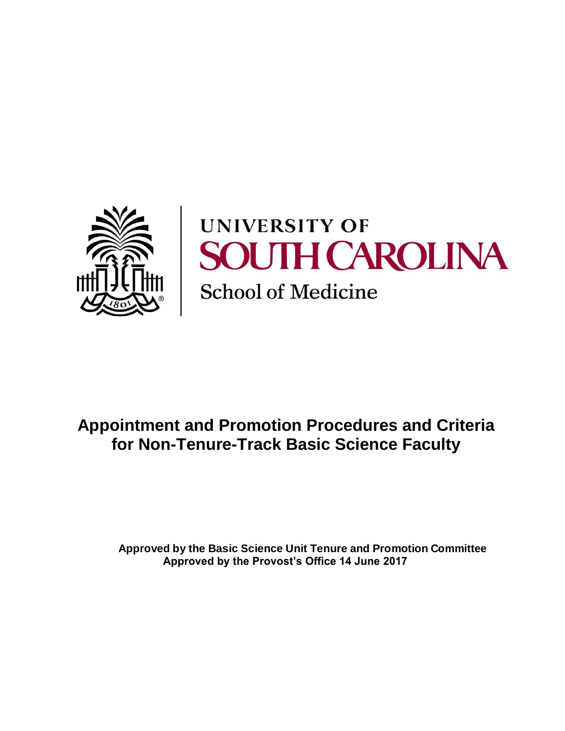UNIVERSITY OF
SOUTH CAROLINA
School of Medicine

# Appointment and Promotion Procedures and Criteria for Non-Tenure-Track Basic Science Faculty

**Approved by the Basic Science Unit Tenure and Promotion Committee**
**Approved by the Provost's Office 14 June 2017**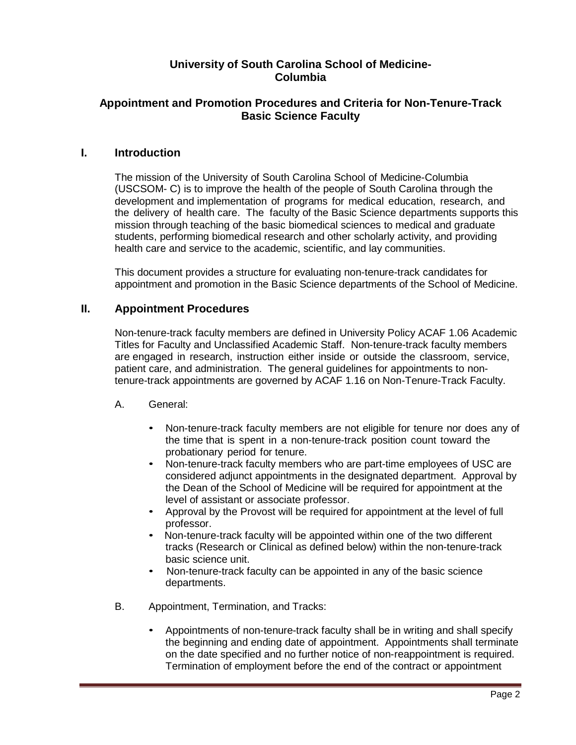# University of South Carolina School of Medicine-Columbia

## Appointment and Promotion Procedures and Criteria for Non-Tenure-Track Basic Science Faculty

## I. Introduction

The mission of the University of South Carolina School of Medicine-Columbia (USCSOM- C) is to improve the health of the people of South Carolina through the development and implementation of programs for medical education, research, and the delivery of health care. The faculty of the Basic Science departments supports this mission through teaching of the basic biomedical sciences to medical and graduate students, performing biomedical research and other scholarly activity, and providing health care and service to the academic, scientific, and lay communities.

This document provides a structure for evaluating non-tenure-track candidates for appointment and promotion in the Basic Science departments of the School of Medicine.

## II. Appointment Procedures

Non-tenure-track faculty members are defined in University Policy ACAF 1.06 Academic Titles for Faculty and Unclassified Academic Staff. Non-tenure-track faculty members are engaged in research, instruction either inside or outside the classroom, service, patient care, and administration. The general guidelines for appointments to non-tenure-track appointments are governed by ACAF 1.16 on Non-Tenure-Track Faculty.

A. General:

- Non-tenure-track faculty members are not eligible for tenure nor does any of the time that is spent in a non-tenure-track position count toward the probationary period for tenure.
- Non-tenure-track faculty members who are part-time employees of USC are considered adjunct appointments in the designated department. Approval by the Dean of the School of Medicine will be required for appointment at the level of assistant or associate professor.
- Approval by the Provost will be required for appointment at the level of full professor.
- Non-tenure-track faculty will be appointed within one of the two different tracks (Research or Clinical as defined below) within the non-tenure-track basic science unit.
- Non-tenure-track faculty can be appointed in any of the basic science departments.

B. Appointment, Termination, and Tracks:

- Appointments of non-tenure-track faculty shall be in writing and shall specify the beginning and ending date of appointment. Appointments shall terminate on the date specified and no further notice of non-reappointment is required. Termination of employment before the end of the contract or appointment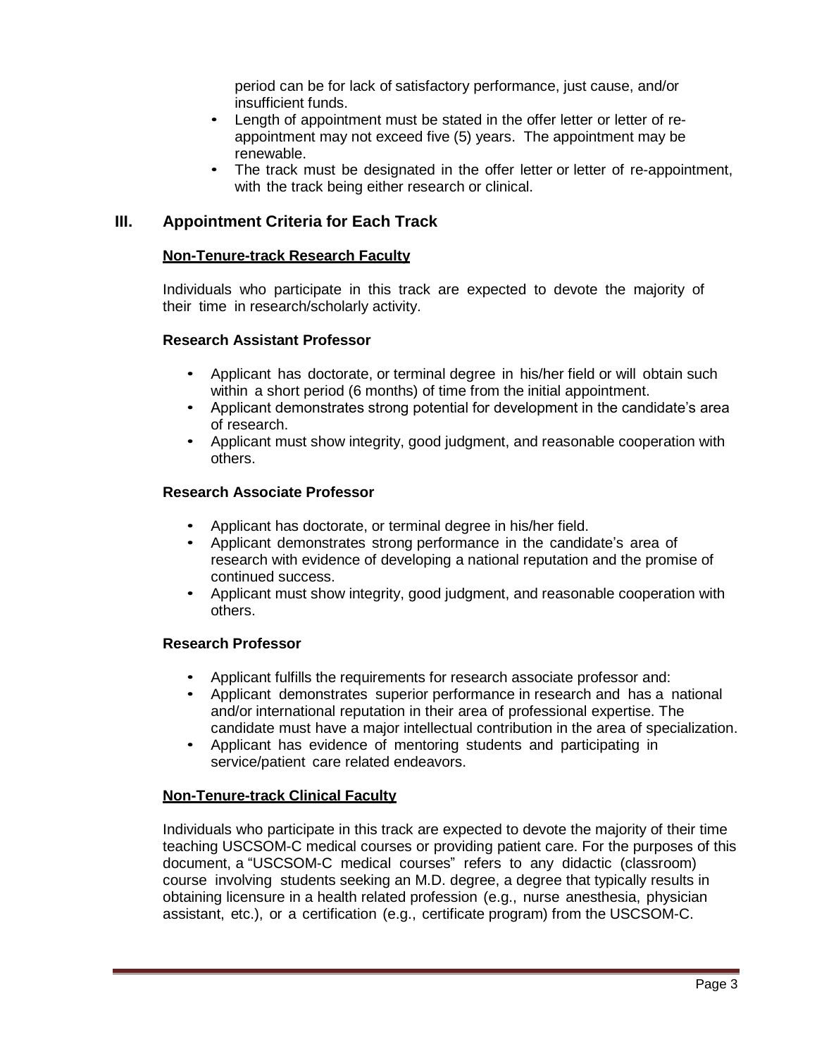period can be for lack of satisfactory performance, just cause, and/or insufficient funds.

- Length of appointment must be stated in the offer letter or letter of re-appointment may not exceed five (5) years. The appointment may be renewable.
- The track must be designated in the offer letter or letter of re-appointment, with the track being either research or clinical.

## III. Appointment Criteria for Each Track

**Non-Tenure-track Research Faculty**

Individuals who participate in this track are expected to devote the majority of their time in research/scholarly activity.

**Research Assistant Professor**

- Applicant has doctorate, or terminal degree in his/her field or will obtain such within a short period (6 months) of time from the initial appointment.
- Applicant demonstrates strong potential for development in the candidate's area of research.
- Applicant must show integrity, good judgment, and reasonable cooperation with others.

**Research Associate Professor**

- Applicant has doctorate, or terminal degree in his/her field.
- Applicant demonstrates strong performance in the candidate's area of research with evidence of developing a national reputation and the promise of continued success.
- Applicant must show integrity, good judgment, and reasonable cooperation with others.

**Research Professor**

- Applicant fulfills the requirements for research associate professor and:
- Applicant demonstrates superior performance in research and has a national and/or international reputation in their area of professional expertise. The candidate must have a major intellectual contribution in the area of specialization.
- Applicant has evidence of mentoring students and participating in service/patient care related endeavors.

**Non-Tenure-track Clinical Faculty**

Individuals who participate in this track are expected to devote the majority of their time teaching USCSOM-C medical courses or providing patient care. For the purposes of this document, a "USCSOM-C medical courses" refers to any didactic (classroom) course involving students seeking an M.D. degree, a degree that typically results in obtaining licensure in a health related profession (e.g., nurse anesthesia, physician assistant, etc.), or a certification (e.g., certificate program) from the USCSOM-C.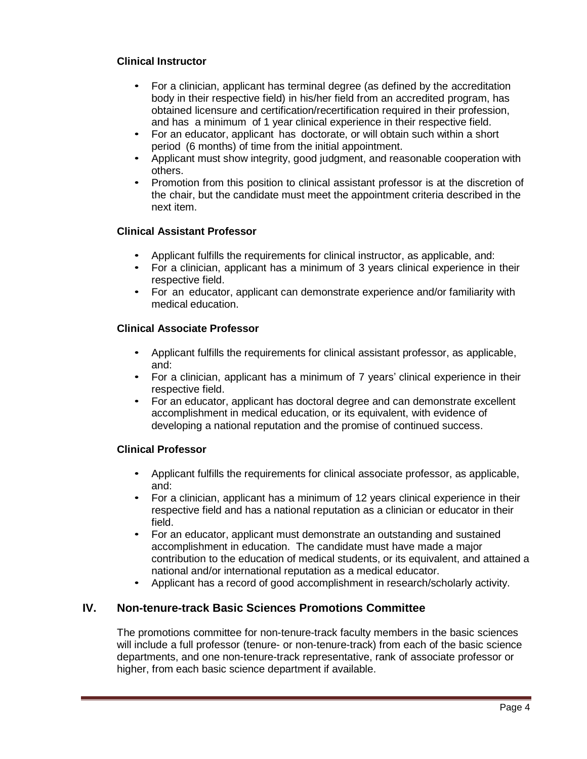**Clinical Instructor**

- For a clinician, applicant has terminal degree (as defined by the accreditation body in their respective field) in his/her field from an accredited program, has obtained licensure and certification/recertification required in their profession, and has a minimum of 1 year clinical experience in their respective field.
- For an educator, applicant has doctorate, or will obtain such within a short period (6 months) of time from the initial appointment.
- Applicant must show integrity, good judgment, and reasonable cooperation with others.
- Promotion from this position to clinical assistant professor is at the discretion of the chair, but the candidate must meet the appointment criteria described in the next item.

**Clinical Assistant Professor**

- Applicant fulfills the requirements for clinical instructor, as applicable, and:
- For a clinician, applicant has a minimum of 3 years clinical experience in their respective field.
- For an educator, applicant can demonstrate experience and/or familiarity with medical education.

**Clinical Associate Professor**

- Applicant fulfills the requirements for clinical assistant professor, as applicable, and:
- For a clinician, applicant has a minimum of 7 years' clinical experience in their respective field.
- For an educator, applicant has doctoral degree and can demonstrate excellent accomplishment in medical education, or its equivalent, with evidence of developing a national reputation and the promise of continued success.

**Clinical Professor**

- Applicant fulfills the requirements for clinical associate professor, as applicable, and:
- For a clinician, applicant has a minimum of 12 years clinical experience in their respective field and has a national reputation as a clinician or educator in their field.
- For an educator, applicant must demonstrate an outstanding and sustained accomplishment in education. The candidate must have made a major contribution to the education of medical students, or its equivalent, and attained a national and/or international reputation as a medical educator.
- Applicant has a record of good accomplishment in research/scholarly activity.

## IV. Non-tenure-track Basic Sciences Promotions Committee

The promotions committee for non-tenure-track faculty members in the basic sciences will include a full professor (tenure- or non-tenure-track) from each of the basic science departments, and one non-tenure-track representative, rank of associate professor or higher, from each basic science department if available.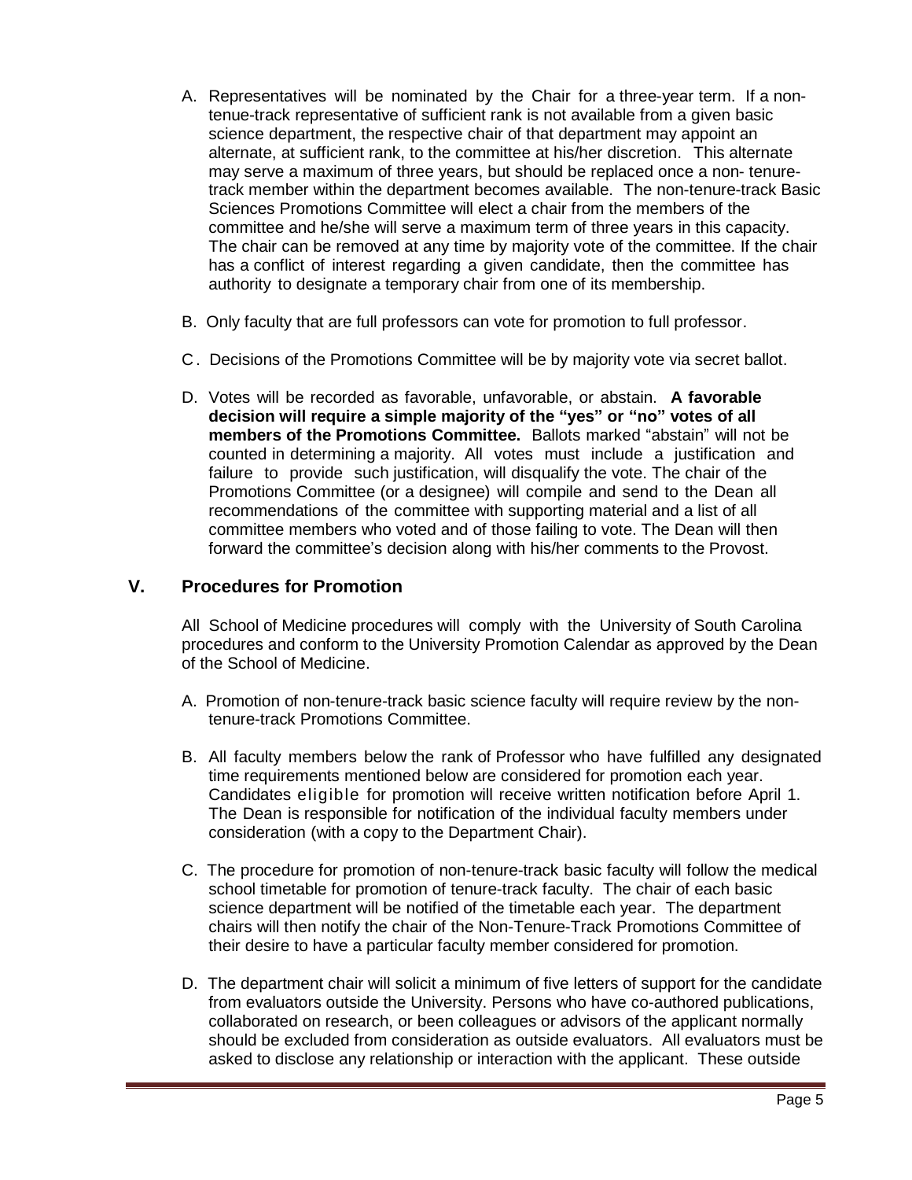A. Representatives will be nominated by the Chair for a three-year term. If a non-tenue-track representative of sufficient rank is not available from a given basic science department, the respective chair of that department may appoint an alternate, at sufficient rank, to the committee at his/her discretion. This alternate may serve a maximum of three years, but should be replaced once a non- tenure-track member within the department becomes available. The non-tenure-track Basic Sciences Promotions Committee will elect a chair from the members of the committee and he/she will serve a maximum term of three years in this capacity. The chair can be removed at any time by majority vote of the committee. If the chair has a conflict of interest regarding a given candidate, then the committee has authority to designate a temporary chair from one of its membership.

B. Only faculty that are full professors can vote for promotion to full professor.

C. Decisions of the Promotions Committee will be by majority vote via secret ballot.

D. Votes will be recorded as favorable, unfavorable, or abstain. **A favorable decision will require a simple majority of the "yes" or "no" votes of all members of the Promotions Committee.** Ballots marked "abstain" will not be counted in determining a majority. All votes must include a justification and failure to provide such justification, will disqualify the vote. The chair of the Promotions Committee (or a designee) will compile and send to the Dean all recommendations of the committee with supporting material and a list of all committee members who voted and of those failing to vote. The Dean will then forward the committee's decision along with his/her comments to the Provost.

## V. Procedures for Promotion

All School of Medicine procedures will comply with the University of South Carolina procedures and conform to the University Promotion Calendar as approved by the Dean of the School of Medicine.

A. Promotion of non-tenure-track basic science faculty will require review by the non-tenure-track Promotions Committee.

B. All faculty members below the rank of Professor who have fulfilled any designated time requirements mentioned below are considered for promotion each year. Candidates eligible for promotion will receive written notification before April 1. The Dean is responsible for notification of the individual faculty members under consideration (with a copy to the Department Chair).

C. The procedure for promotion of non-tenure-track basic faculty will follow the medical school timetable for promotion of tenure-track faculty. The chair of each basic science department will be notified of the timetable each year. The department chairs will then notify the chair of the Non-Tenure-Track Promotions Committee of their desire to have a particular faculty member considered for promotion.

D. The department chair will solicit a minimum of five letters of support for the candidate from evaluators outside the University. Persons who have co-authored publications, collaborated on research, or been colleagues or advisors of the applicant normally should be excluded from consideration as outside evaluators. All evaluators must be asked to disclose any relationship or interaction with the applicant. These outside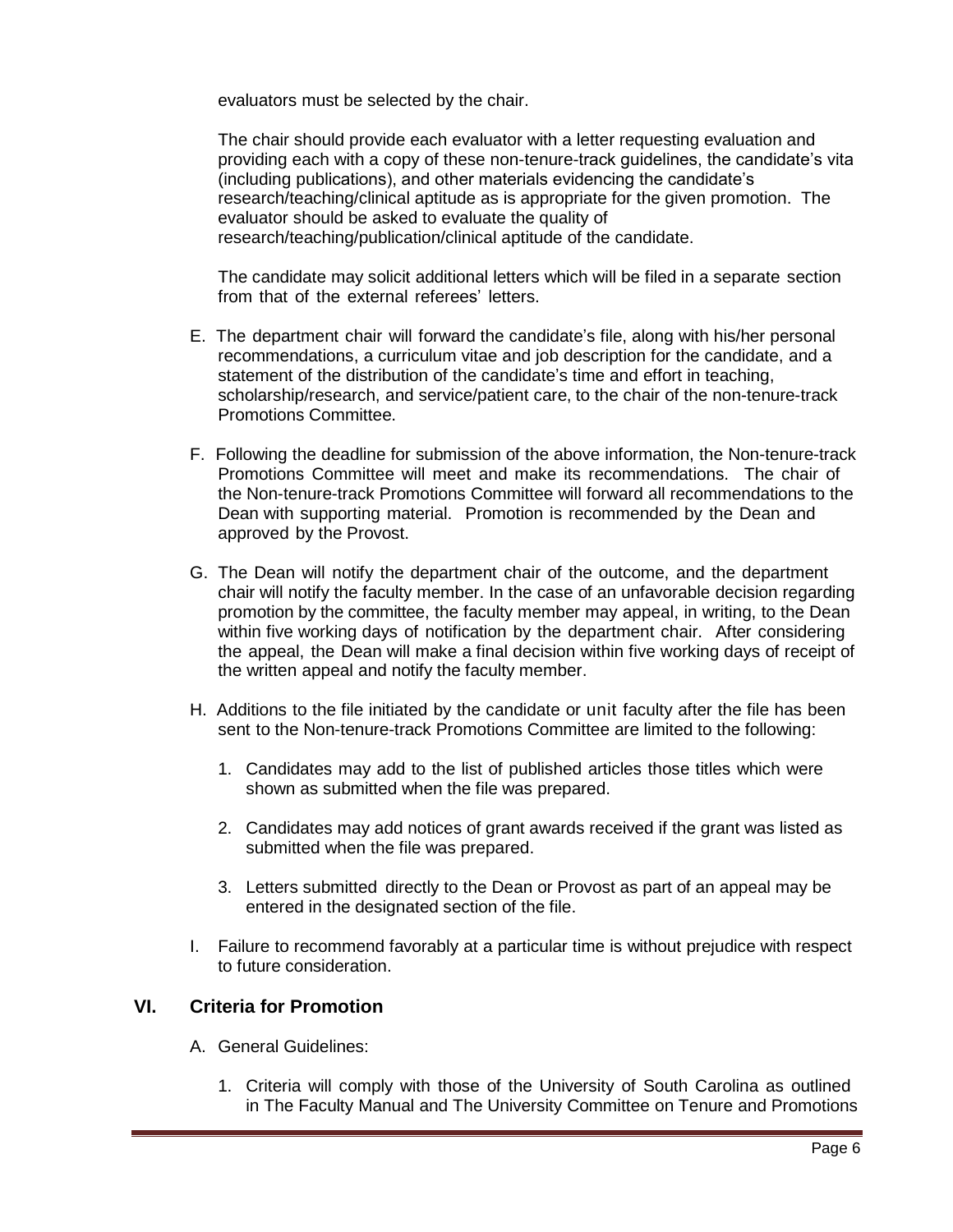evaluators must be selected by the chair.

The chair should provide each evaluator with a letter requesting evaluation and providing each with a copy of these non-tenure-track guidelines, the candidate's vita (including publications), and other materials evidencing the candidate's research/teaching/clinical aptitude as is appropriate for the given promotion. The evaluator should be asked to evaluate the quality of research/teaching/publication/clinical aptitude of the candidate.

The candidate may solicit additional letters which will be filed in a separate section from that of the external referees' letters.

E. The department chair will forward the candidate's file, along with his/her personal recommendations, a curriculum vitae and job description for the candidate, and a statement of the distribution of the candidate's time and effort in teaching, scholarship/research, and service/patient care, to the chair of the non-tenure-track Promotions Committee.

F. Following the deadline for submission of the above information, the Non-tenure-track Promotions Committee will meet and make its recommendations. The chair of the Non-tenure-track Promotions Committee will forward all recommendations to the Dean with supporting material. Promotion is recommended by the Dean and approved by the Provost.

G. The Dean will notify the department chair of the outcome, and the department chair will notify the faculty member. In the case of an unfavorable decision regarding promotion by the committee, the faculty member may appeal, in writing, to the Dean within five working days of notification by the department chair. After considering the appeal, the Dean will make a final decision within five working days of receipt of the written appeal and notify the faculty member.

H. Additions to the file initiated by the candidate or unit faculty after the file has been sent to the Non-tenure-track Promotions Committee are limited to the following:

   1. Candidates may add to the list of published articles those titles which were shown as submitted when the file was prepared.

   2. Candidates may add notices of grant awards received if the grant was listed as submitted when the file was prepared.

   3. Letters submitted directly to the Dean or Provost as part of an appeal may be entered in the designated section of the file.

I. Failure to recommend favorably at a particular time is without prejudice with respect to future consideration.

## VI. Criteria for Promotion

A. General Guidelines:

   1. Criteria will comply with those of the University of South Carolina as outlined in The Faculty Manual and The University Committee on Tenure and Promotions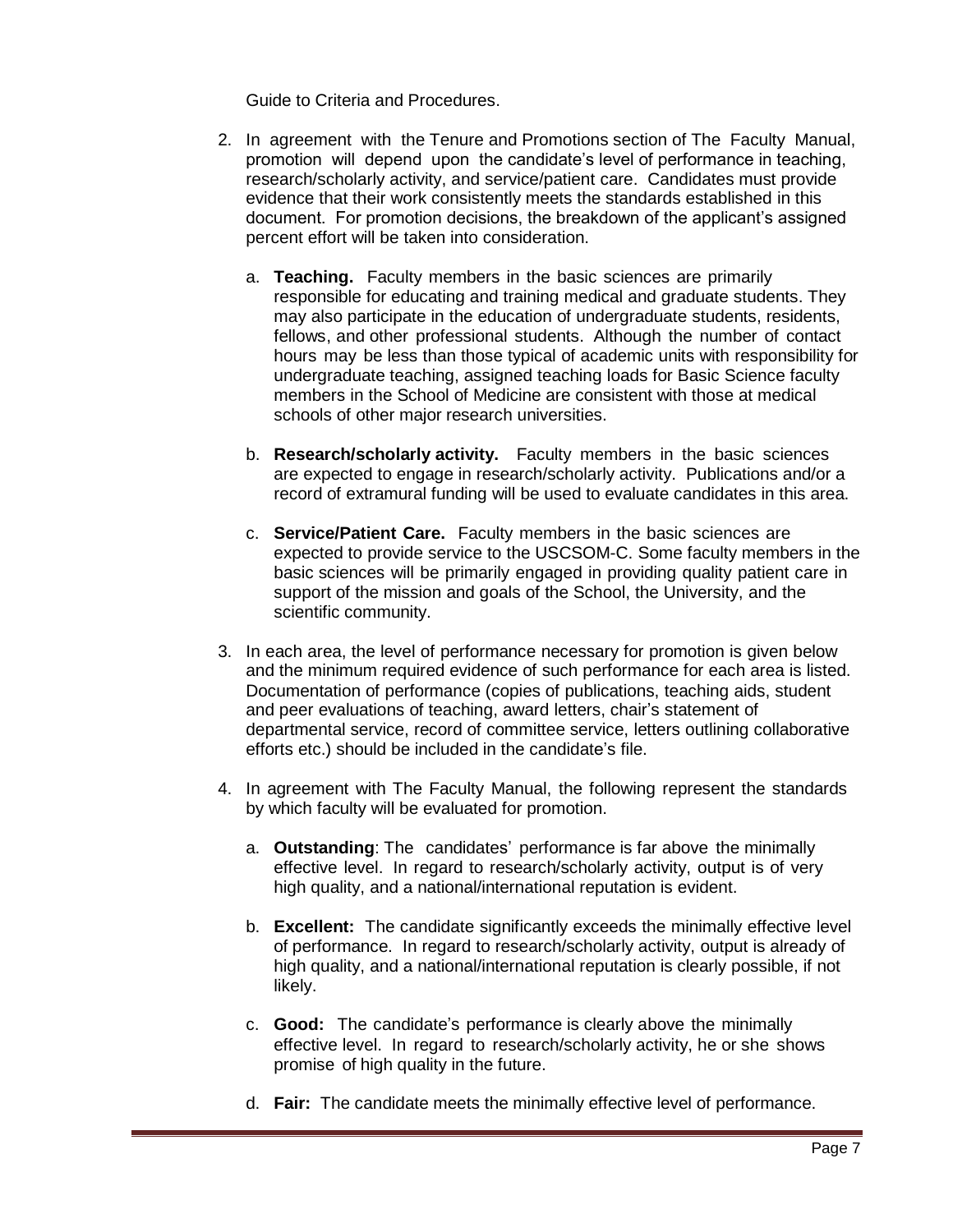Guide to Criteria and Procedures.

2. In agreement with the Tenure and Promotions section of The Faculty Manual, promotion will depend upon the candidate's level of performance in teaching, research/scholarly activity, and service/patient care. Candidates must provide evidence that their work consistently meets the standards established in this document. For promotion decisions, the breakdown of the applicant's assigned percent effort will be taken into consideration.

   a. **Teaching.** Faculty members in the basic sciences are primarily responsible for educating and training medical and graduate students. They may also participate in the education of undergraduate students, residents, fellows, and other professional students. Although the number of contact hours may be less than those typical of academic units with responsibility for undergraduate teaching, assigned teaching loads for Basic Science faculty members in the School of Medicine are consistent with those at medical schools of other major research universities.

   b. **Research/scholarly activity.** Faculty members in the basic sciences are expected to engage in research/scholarly activity. Publications and/or a record of extramural funding will be used to evaluate candidates in this area.

   c. **Service/Patient Care.** Faculty members in the basic sciences are expected to provide service to the USCSOM-C. Some faculty members in the basic sciences will be primarily engaged in providing quality patient care in support of the mission and goals of the School, the University, and the scientific community.

3. In each area, the level of performance necessary for promotion is given below and the minimum required evidence of such performance for each area is listed. Documentation of performance (copies of publications, teaching aids, student and peer evaluations of teaching, award letters, chair's statement of departmental service, record of committee service, letters outlining collaborative efforts etc.) should be included in the candidate's file.

4. In agreement with The Faculty Manual, the following represent the standards by which faculty will be evaluated for promotion.

   a. **Outstanding**: The candidates' performance is far above the minimally effective level. In regard to research/scholarly activity, output is of very high quality, and a national/international reputation is evident.

   b. **Excellent:** The candidate significantly exceeds the minimally effective level of performance. In regard to research/scholarly activity, output is already of high quality, and a national/international reputation is clearly possible, if not likely.

   c. **Good:** The candidate's performance is clearly above the minimally effective level. In regard to research/scholarly activity, he or she shows promise of high quality in the future.

   d. **Fair:** The candidate meets the minimally effective level of performance.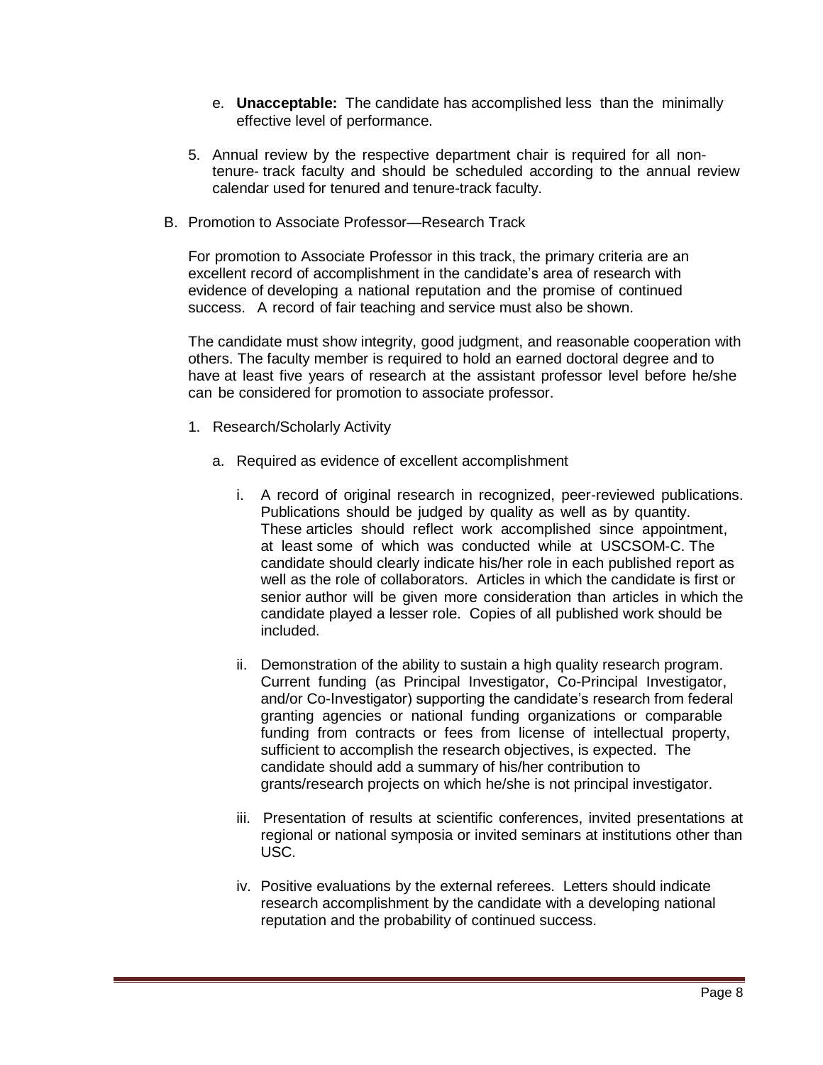e. **Unacceptable:** The candidate has accomplished less than the minimally effective level of performance.

5. Annual review by the respective department chair is required for all non-tenure- track faculty and should be scheduled according to the annual review calendar used for tenured and tenure-track faculty.

B. Promotion to Associate Professor—Research Track

For promotion to Associate Professor in this track, the primary criteria are an excellent record of accomplishment in the candidate's area of research with evidence of developing a national reputation and the promise of continued success. A record of fair teaching and service must also be shown.

The candidate must show integrity, good judgment, and reasonable cooperation with others. The faculty member is required to hold an earned doctoral degree and to have at least five years of research at the assistant professor level before he/she can be considered for promotion to associate professor.

1. Research/Scholarly Activity

   a. Required as evidence of excellent accomplishment

      i. A record of original research in recognized, peer-reviewed publications. Publications should be judged by quality as well as by quantity. These articles should reflect work accomplished since appointment, at least some of which was conducted while at USCSOM-C. The candidate should clearly indicate his/her role in each published report as well as the role of collaborators. Articles in which the candidate is first or senior author will be given more consideration than articles in which the candidate played a lesser role. Copies of all published work should be included.

      ii. Demonstration of the ability to sustain a high quality research program. Current funding (as Principal Investigator, Co-Principal Investigator, and/or Co-Investigator) supporting the candidate's research from federal granting agencies or national funding organizations or comparable funding from contracts or fees from license of intellectual property, sufficient to accomplish the research objectives, is expected. The candidate should add a summary of his/her contribution to grants/research projects on which he/she is not principal investigator.

      iii. Presentation of results at scientific conferences, invited presentations at regional or national symposia or invited seminars at institutions other than USC.

      iv. Positive evaluations by the external referees. Letters should indicate research accomplishment by the candidate with a developing national reputation and the probability of continued success.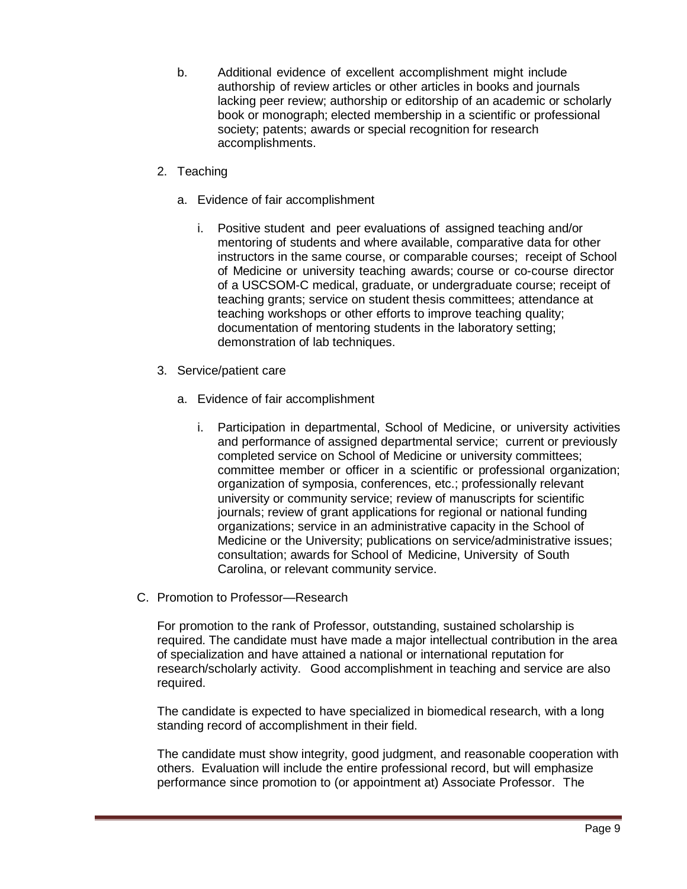b. Additional evidence of excellent accomplishment might include authorship of review articles or other articles in books and journals lacking peer review; authorship or editorship of an academic or scholarly book or monograph; elected membership in a scientific or professional society; patents; awards or special recognition for research accomplishments.

2. Teaching

   a. Evidence of fair accomplishment

      i. Positive student and peer evaluations of assigned teaching and/or mentoring of students and where available, comparative data for other instructors in the same course, or comparable courses; receipt of School of Medicine or university teaching awards; course or co-course director of a USCSOM-C medical, graduate, or undergraduate course; receipt of teaching grants; service on student thesis committees; attendance at teaching workshops or other efforts to improve teaching quality; documentation of mentoring students in the laboratory setting; demonstration of lab techniques.

3. Service/patient care

   a. Evidence of fair accomplishment

      i. Participation in departmental, School of Medicine, or university activities and performance of assigned departmental service; current or previously completed service on School of Medicine or university committees; committee member or officer in a scientific or professional organization; organization of symposia, conferences, etc.; professionally relevant university or community service; review of manuscripts for scientific journals; review of grant applications for regional or national funding organizations; service in an administrative capacity in the School of Medicine or the University; publications on service/administrative issues; consultation; awards for School of Medicine, University of South Carolina, or relevant community service.

C. Promotion to Professor—Research

For promotion to the rank of Professor, outstanding, sustained scholarship is required. The candidate must have made a major intellectual contribution in the area of specialization and have attained a national or international reputation for research/scholarly activity. Good accomplishment in teaching and service are also required.

The candidate is expected to have specialized in biomedical research, with a long standing record of accomplishment in their field.

The candidate must show integrity, good judgment, and reasonable cooperation with others. Evaluation will include the entire professional record, but will emphasize performance since promotion to (or appointment at) Associate Professor. The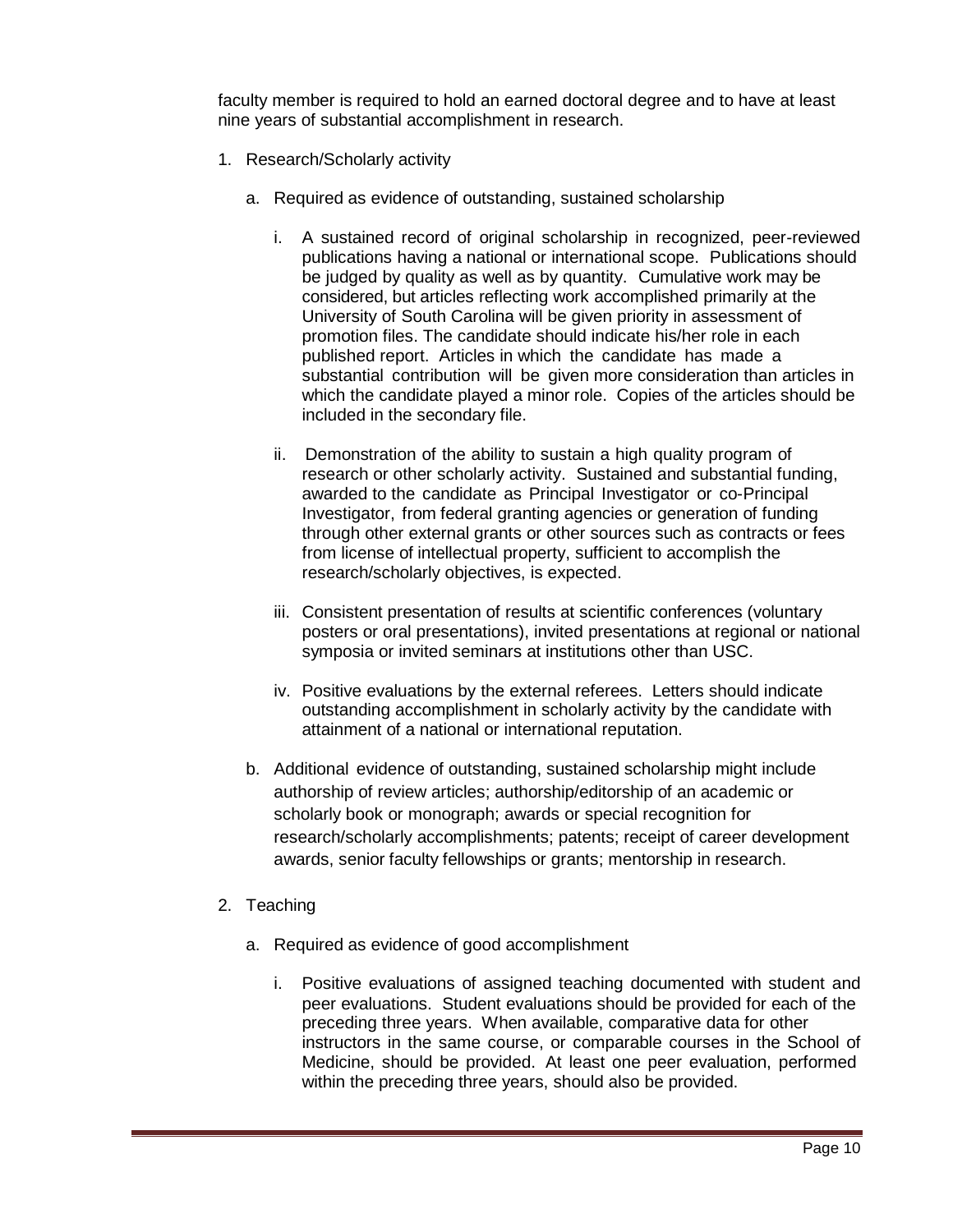faculty member is required to hold an earned doctoral degree and to have at least nine years of substantial accomplishment in research.

1. Research/Scholarly activity

   a. Required as evidence of outstanding, sustained scholarship

      i. A sustained record of original scholarship in recognized, peer-reviewed publications having a national or international scope. Publications should be judged by quality as well as by quantity. Cumulative work may be considered, but articles reflecting work accomplished primarily at the University of South Carolina will be given priority in assessment of promotion files. The candidate should indicate his/her role in each published report. Articles in which the candidate has made a substantial contribution will be given more consideration than articles in which the candidate played a minor role. Copies of the articles should be included in the secondary file.

      ii. Demonstration of the ability to sustain a high quality program of research or other scholarly activity. Sustained and substantial funding, awarded to the candidate as Principal Investigator or co-Principal Investigator, from federal granting agencies or generation of funding through other external grants or other sources such as contracts or fees from license of intellectual property, sufficient to accomplish the research/scholarly objectives, is expected.

      iii. Consistent presentation of results at scientific conferences (voluntary posters or oral presentations), invited presentations at regional or national symposia or invited seminars at institutions other than USC.

      iv. Positive evaluations by the external referees. Letters should indicate outstanding accomplishment in scholarly activity by the candidate with attainment of a national or international reputation.

   b. Additional evidence of outstanding, sustained scholarship might include authorship of review articles; authorship/editorship of an academic or scholarly book or monograph; awards or special recognition for research/scholarly accomplishments; patents; receipt of career development awards, senior faculty fellowships or grants; mentorship in research.

2. Teaching

   a. Required as evidence of good accomplishment

      i. Positive evaluations of assigned teaching documented with student and peer evaluations. Student evaluations should be provided for each of the preceding three years. When available, comparative data for other instructors in the same course, or comparable courses in the School of Medicine, should be provided. At least one peer evaluation, performed within the preceding three years, should also be provided.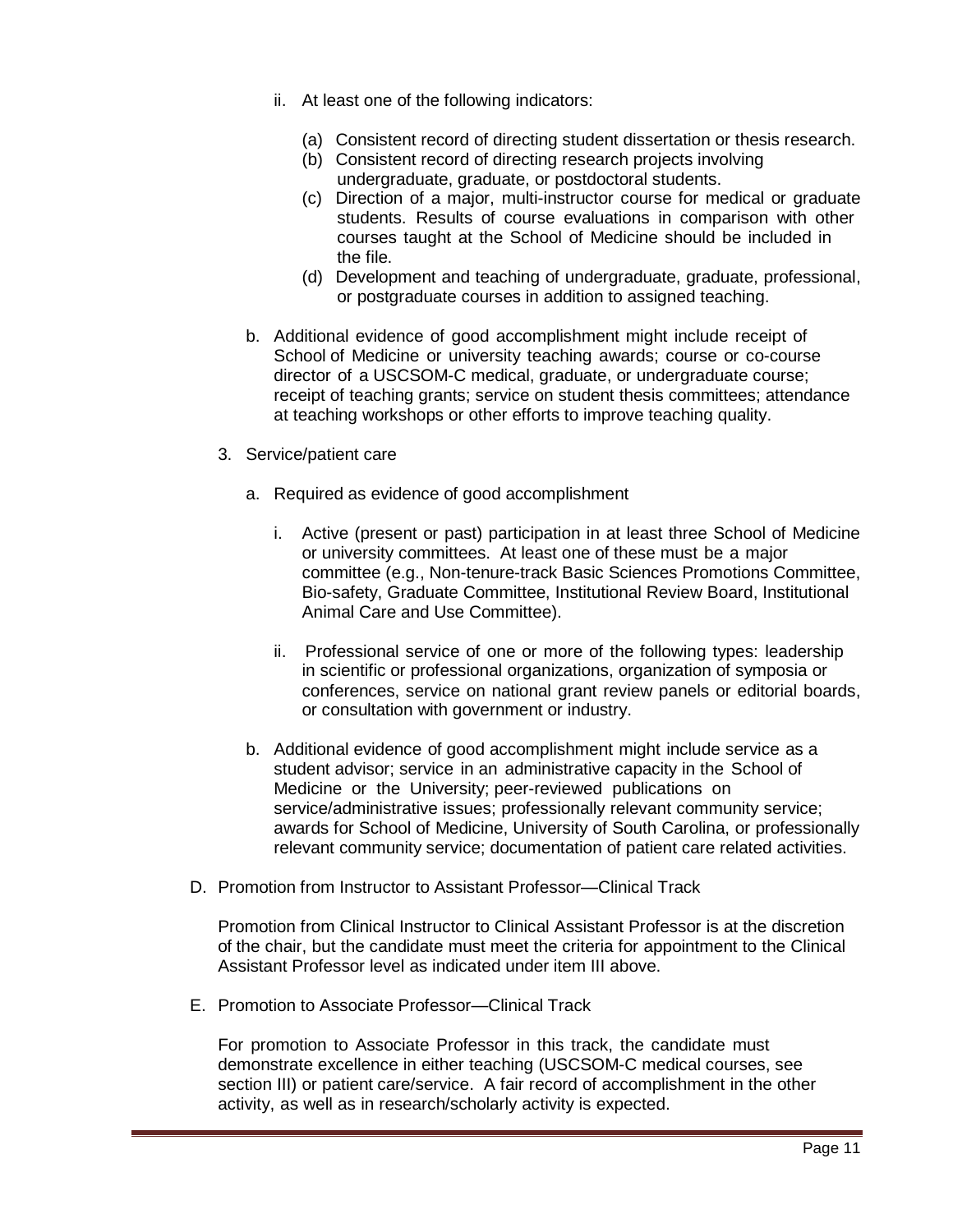ii. At least one of the following indicators:

      (a) Consistent record of directing student dissertation or thesis research.
      (b) Consistent record of directing research projects involving undergraduate, graduate, or postdoctoral students.
      (c) Direction of a major, multi-instructor course for medical or graduate students. Results of course evaluations in comparison with other courses taught at the School of Medicine should be included in the file.
      (d) Development and teaching of undergraduate, graduate, professional, or postgraduate courses in addition to assigned teaching.

b. Additional evidence of good accomplishment might include receipt of School of Medicine or university teaching awards; course or co-course director of a USCSOM-C medical, graduate, or undergraduate course; receipt of teaching grants; service on student thesis committees; attendance at teaching workshops or other efforts to improve teaching quality.

3. Service/patient care

   a. Required as evidence of good accomplishment

      i. Active (present or past) participation in at least three School of Medicine or university committees. At least one of these must be a major committee (e.g., Non-tenure-track Basic Sciences Promotions Committee, Bio-safety, Graduate Committee, Institutional Review Board, Institutional Animal Care and Use Committee).

      ii. Professional service of one or more of the following types: leadership in scientific or professional organizations, organization of symposia or conferences, service on national grant review panels or editorial boards, or consultation with government or industry.

   b. Additional evidence of good accomplishment might include service as a student advisor; service in an administrative capacity in the School of Medicine or the University; peer-reviewed publications on service/administrative issues; professionally relevant community service; awards for School of Medicine, University of South Carolina, or professionally relevant community service; documentation of patient care related activities.

D. Promotion from Instructor to Assistant Professor—Clinical Track

Promotion from Clinical Instructor to Clinical Assistant Professor is at the discretion of the chair, but the candidate must meet the criteria for appointment to the Clinical Assistant Professor level as indicated under item III above.

E. Promotion to Associate Professor—Clinical Track

For promotion to Associate Professor in this track, the candidate must demonstrate excellence in either teaching (USCSOM-C medical courses, see section III) or patient care/service. A fair record of accomplishment in the other activity, as well as in research/scholarly activity is expected.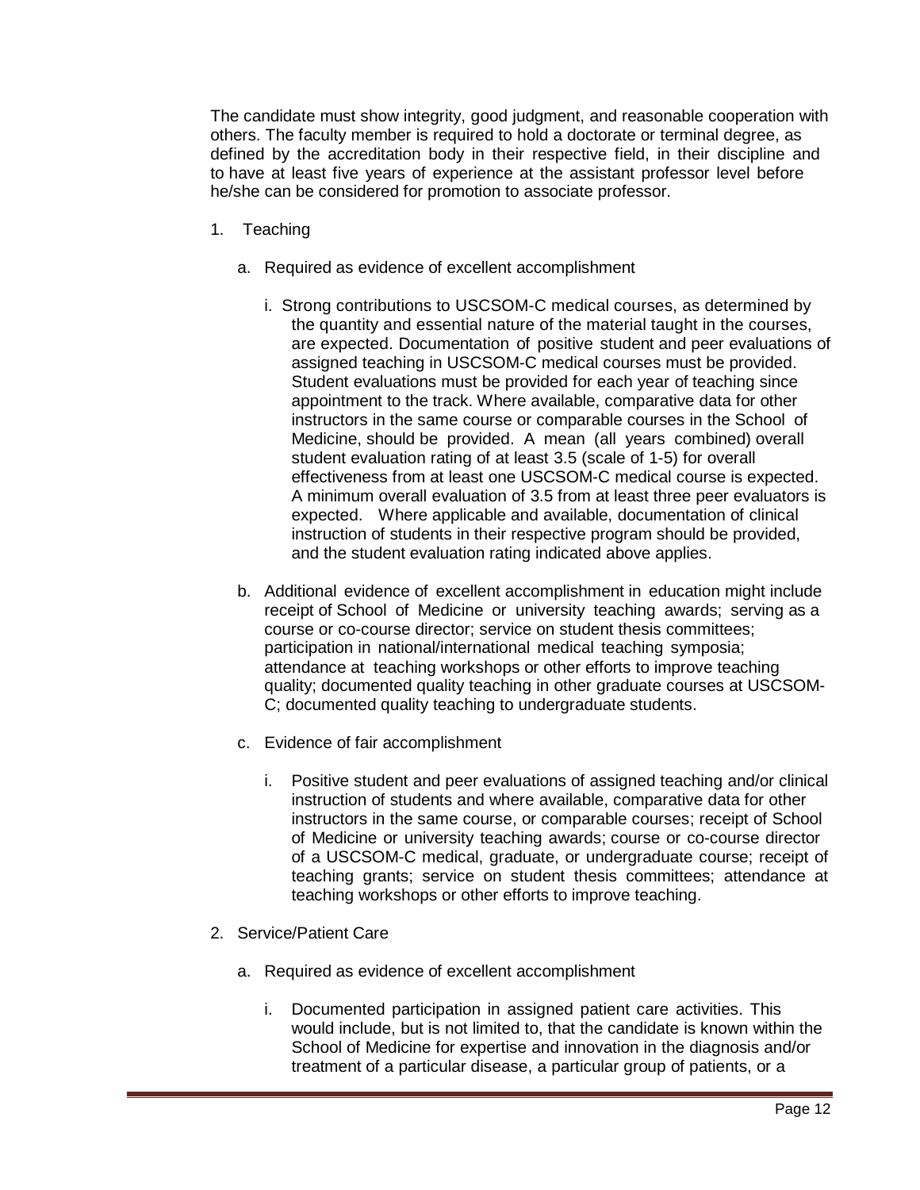The candidate must show integrity, good judgment, and reasonable cooperation with others. The faculty member is required to hold a doctorate or terminal degree, as defined by the accreditation body in their respective field, in their discipline and to have at least five years of experience at the assistant professor level before he/she can be considered for promotion to associate professor.

1. Teaching

   a. Required as evidence of excellent accomplishment

      i. Strong contributions to USCSOM-C medical courses, as determined by the quantity and essential nature of the material taught in the courses, are expected. Documentation of positive student and peer evaluations of assigned teaching in USCSOM-C medical courses must be provided. Student evaluations must be provided for each year of teaching since appointment to the track. Where available, comparative data for other instructors in the same course or comparable courses in the School of Medicine, should be provided. A mean (all years combined) overall student evaluation rating of at least 3.5 (scale of 1-5) for overall effectiveness from at least one USCSOM-C medical course is expected. A minimum overall evaluation of 3.5 from at least three peer evaluators is expected. Where applicable and available, documentation of clinical instruction of students in their respective program should be provided, and the student evaluation rating indicated above applies.

   b. Additional evidence of excellent accomplishment in education might include receipt of School of Medicine or university teaching awards; serving as a course or co-course director; service on student thesis committees; participation in national/international medical teaching symposia; attendance at teaching workshops or other efforts to improve teaching quality; documented quality teaching in other graduate courses at USCSOM-C; documented quality teaching to undergraduate students.

   c. Evidence of fair accomplishment

      i. Positive student and peer evaluations of assigned teaching and/or clinical instruction of students and where available, comparative data for other instructors in the same course, or comparable courses; receipt of School of Medicine or university teaching awards; course or co-course director of a USCSOM-C medical, graduate, or undergraduate course; receipt of teaching grants; service on student thesis committees; attendance at teaching workshops or other efforts to improve teaching.

2. Service/Patient Care

   a. Required as evidence of excellent accomplishment

      i. Documented participation in assigned patient care activities. This would include, but is not limited to, that the candidate is known within the School of Medicine for expertise and innovation in the diagnosis and/or treatment of a particular disease, a particular group of patients, or a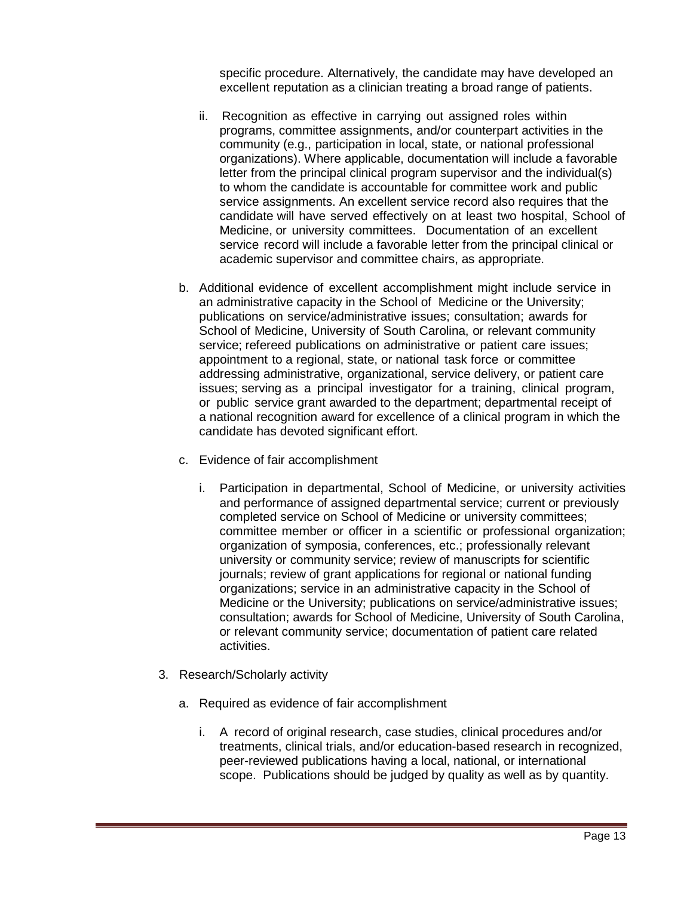specific procedure. Alternatively, the candidate may have developed an excellent reputation as a clinician treating a broad range of patients.

ii. Recognition as effective in carrying out assigned roles within programs, committee assignments, and/or counterpart activities in the community (e.g., participation in local, state, or national professional organizations). Where applicable, documentation will include a favorable letter from the principal clinical program supervisor and the individual(s) to whom the candidate is accountable for committee work and public service assignments. An excellent service record also requires that the candidate will have served effectively on at least two hospital, School of Medicine, or university committees. Documentation of an excellent service record will include a favorable letter from the principal clinical or academic supervisor and committee chairs, as appropriate.

b. Additional evidence of excellent accomplishment might include service in an administrative capacity in the School of Medicine or the University; publications on service/administrative issues; consultation; awards for School of Medicine, University of South Carolina, or relevant community service; refereed publications on administrative or patient care issues; appointment to a regional, state, or national task force or committee addressing administrative, organizational, service delivery, or patient care issues; serving as a principal investigator for a training, clinical program, or public service grant awarded to the department; departmental receipt of a national recognition award for excellence of a clinical program in which the candidate has devoted significant effort.

c. Evidence of fair accomplishment

i. Participation in departmental, School of Medicine, or university activities and performance of assigned departmental service; current or previously completed service on School of Medicine or university committees; committee member or officer in a scientific or professional organization; organization of symposia, conferences, etc.; professionally relevant university or community service; review of manuscripts for scientific journals; review of grant applications for regional or national funding organizations; service in an administrative capacity in the School of Medicine or the University; publications on service/administrative issues; consultation; awards for School of Medicine, University of South Carolina, or relevant community service; documentation of patient care related activities.

3. Research/Scholarly activity

a. Required as evidence of fair accomplishment

i. A record of original research, case studies, clinical procedures and/or treatments, clinical trials, and/or education-based research in recognized, peer-reviewed publications having a local, national, or international scope. Publications should be judged by quality as well as by quantity.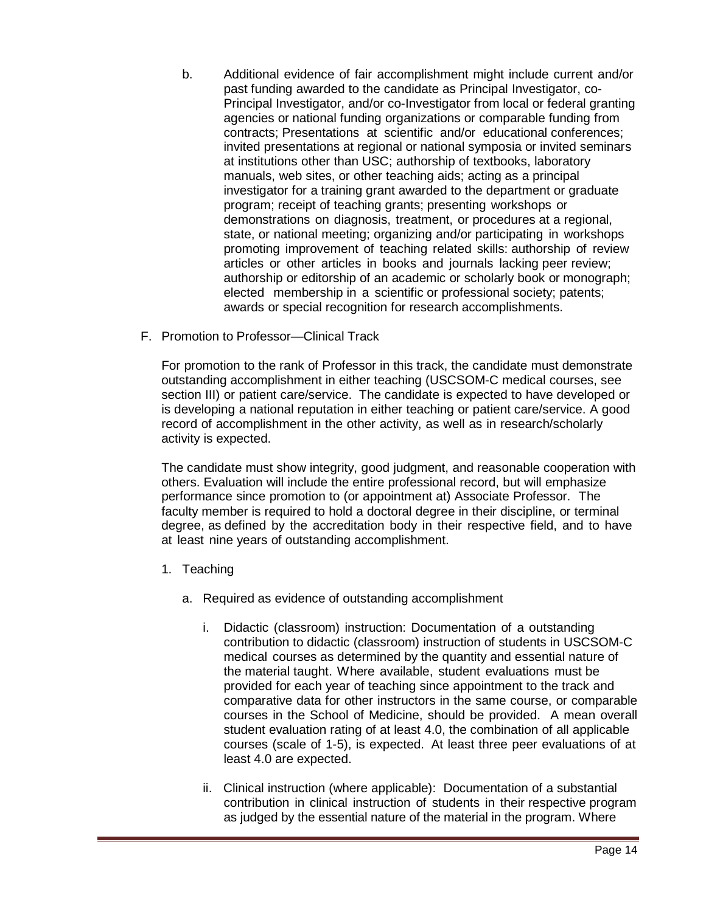b. Additional evidence of fair accomplishment might include current and/or past funding awarded to the candidate as Principal Investigator, co-Principal Investigator, and/or co-Investigator from local or federal granting agencies or national funding organizations or comparable funding from contracts; Presentations at scientific and/or educational conferences; invited presentations at regional or national symposia or invited seminars at institutions other than USC; authorship of textbooks, laboratory manuals, web sites, or other teaching aids; acting as a principal investigator for a training grant awarded to the department or graduate program; receipt of teaching grants; presenting workshops or demonstrations on diagnosis, treatment, or procedures at a regional, state, or national meeting; organizing and/or participating in workshops promoting improvement of teaching related skills: authorship of review articles or other articles in books and journals lacking peer review; authorship or editorship of an academic or scholarly book or monograph; elected membership in a scientific or professional society; patents; awards or special recognition for research accomplishments.

F. Promotion to Professor—Clinical Track

For promotion to the rank of Professor in this track, the candidate must demonstrate outstanding accomplishment in either teaching (USCSOM-C medical courses, see section III) or patient care/service. The candidate is expected to have developed or is developing a national reputation in either teaching or patient care/service. A good record of accomplishment in the other activity, as well as in research/scholarly activity is expected.

The candidate must show integrity, good judgment, and reasonable cooperation with others. Evaluation will include the entire professional record, but will emphasize performance since promotion to (or appointment at) Associate Professor. The faculty member is required to hold a doctoral degree in their discipline, or terminal degree, as defined by the accreditation body in their respective field, and to have at least nine years of outstanding accomplishment.

1. Teaching

   a. Required as evidence of outstanding accomplishment

      i. Didactic (classroom) instruction: Documentation of a outstanding contribution to didactic (classroom) instruction of students in USCSOM-C medical courses as determined by the quantity and essential nature of the material taught. Where available, student evaluations must be provided for each year of teaching since appointment to the track and comparative data for other instructors in the same course, or comparable courses in the School of Medicine, should be provided. A mean overall student evaluation rating of at least 4.0, the combination of all applicable courses (scale of 1-5), is expected. At least three peer evaluations of at least 4.0 are expected.

      ii. Clinical instruction (where applicable): Documentation of a substantial contribution in clinical instruction of students in their respective program as judged by the essential nature of the material in the program. Where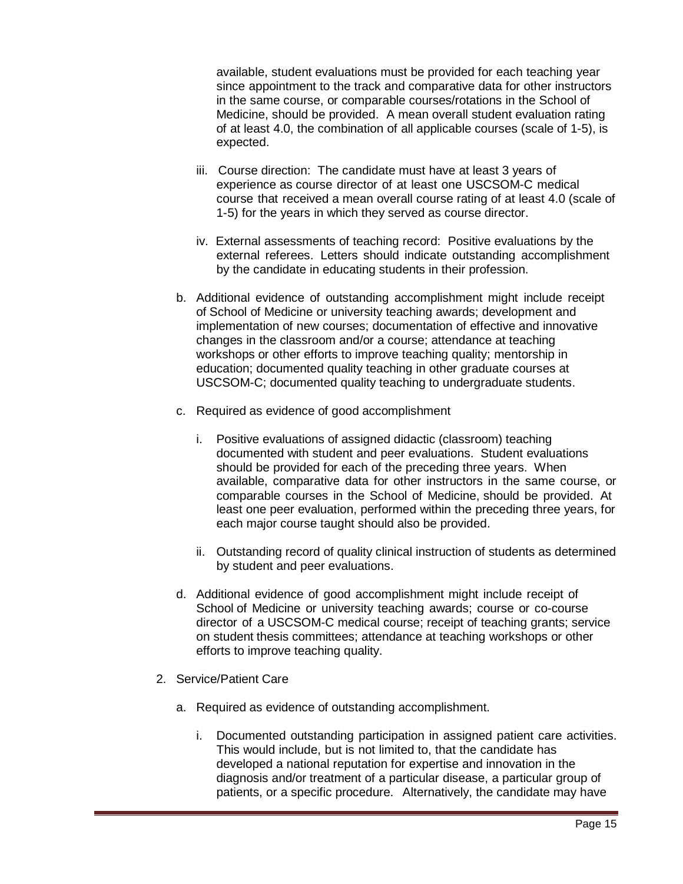available, student evaluations must be provided for each teaching year since appointment to the track and comparative data for other instructors in the same course, or comparable courses/rotations in the School of Medicine, should be provided. A mean overall student evaluation rating of at least 4.0, the combination of all applicable courses (scale of 1-5), is expected.

   iii. Course direction: The candidate must have at least 3 years of experience as course director of at least one USCSOM-C medical course that received a mean overall course rating of at least 4.0 (scale of 1-5) for the years in which they served as course director.

   iv. External assessments of teaching record: Positive evaluations by the external referees. Letters should indicate outstanding accomplishment by the candidate in educating students in their profession.

b. Additional evidence of outstanding accomplishment might include receipt of School of Medicine or university teaching awards; development and implementation of new courses; documentation of effective and innovative changes in the classroom and/or a course; attendance at teaching workshops or other efforts to improve teaching quality; mentorship in education; documented quality teaching in other graduate courses at USCSOM-C; documented quality teaching to undergraduate students.

c. Required as evidence of good accomplishment

   i. Positive evaluations of assigned didactic (classroom) teaching documented with student and peer evaluations. Student evaluations should be provided for each of the preceding three years. When available, comparative data for other instructors in the same course, or comparable courses in the School of Medicine, should be provided. At least one peer evaluation, performed within the preceding three years, for each major course taught should also be provided.

   ii. Outstanding record of quality clinical instruction of students as determined by student and peer evaluations.

d. Additional evidence of good accomplishment might include receipt of School of Medicine or university teaching awards; course or co-course director of a USCSOM-C medical course; receipt of teaching grants; service on student thesis committees; attendance at teaching workshops or other efforts to improve teaching quality.

2. Service/Patient Care

   a. Required as evidence of outstanding accomplishment.

      i. Documented outstanding participation in assigned patient care activities. This would include, but is not limited to, that the candidate has developed a national reputation for expertise and innovation in the diagnosis and/or treatment of a particular disease, a particular group of patients, or a specific procedure. Alternatively, the candidate may have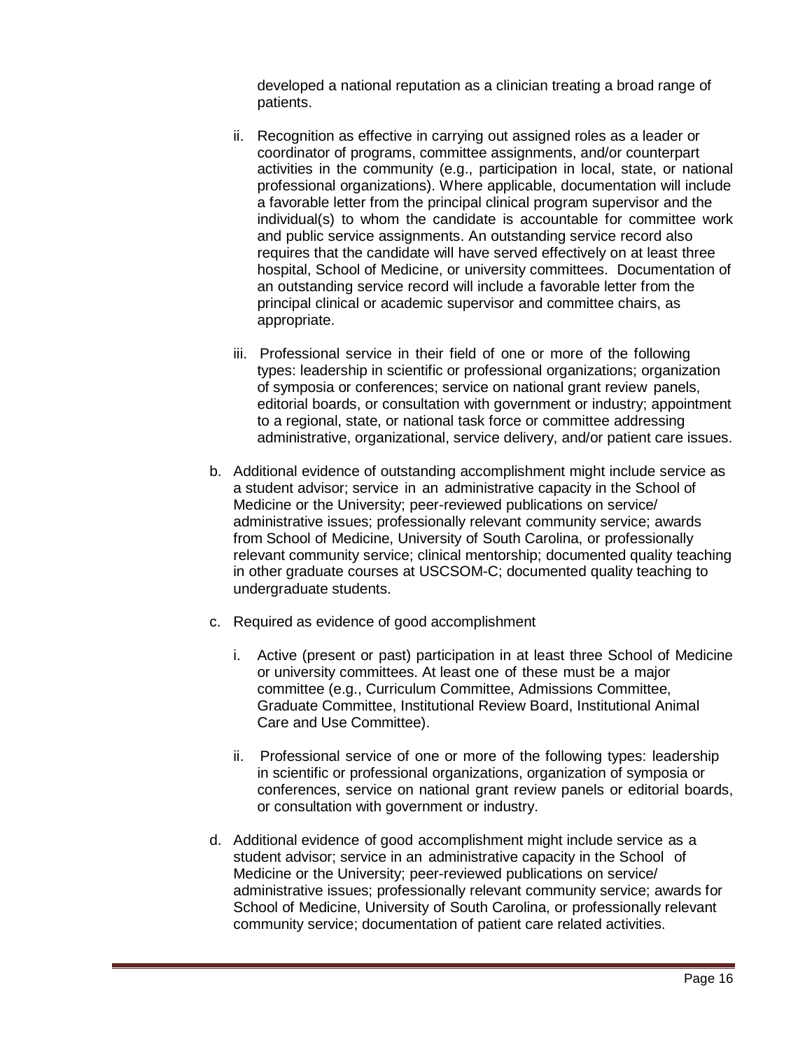developed a national reputation as a clinician treating a broad range of patients.

ii. Recognition as effective in carrying out assigned roles as a leader or coordinator of programs, committee assignments, and/or counterpart activities in the community (e.g., participation in local, state, or national professional organizations). Where applicable, documentation will include a favorable letter from the principal clinical program supervisor and the individual(s) to whom the candidate is accountable for committee work and public service assignments. An outstanding service record also requires that the candidate will have served effectively on at least three hospital, School of Medicine, or university committees. Documentation of an outstanding service record will include a favorable letter from the principal clinical or academic supervisor and committee chairs, as appropriate.

iii. Professional service in their field of one or more of the following types: leadership in scientific or professional organizations; organization of symposia or conferences; service on national grant review panels, editorial boards, or consultation with government or industry; appointment to a regional, state, or national task force or committee addressing administrative, organizational, service delivery, and/or patient care issues.

b. Additional evidence of outstanding accomplishment might include service as a student advisor; service in an administrative capacity in the School of Medicine or the University; peer-reviewed publications on service/ administrative issues; professionally relevant community service; awards from School of Medicine, University of South Carolina, or professionally relevant community service; clinical mentorship; documented quality teaching in other graduate courses at USCSOM-C; documented quality teaching to undergraduate students.

c. Required as evidence of good accomplishment

   i. Active (present or past) participation in at least three School of Medicine or university committees. At least one of these must be a major committee (e.g., Curriculum Committee, Admissions Committee, Graduate Committee, Institutional Review Board, Institutional Animal Care and Use Committee).

   ii. Professional service of one or more of the following types: leadership in scientific or professional organizations, organization of symposia or conferences, service on national grant review panels or editorial boards, or consultation with government or industry.

d. Additional evidence of good accomplishment might include service as a student advisor; service in an administrative capacity in the School of Medicine or the University; peer-reviewed publications on service/ administrative issues; professionally relevant community service; awards for School of Medicine, University of South Carolina, or professionally relevant community service; documentation of patient care related activities.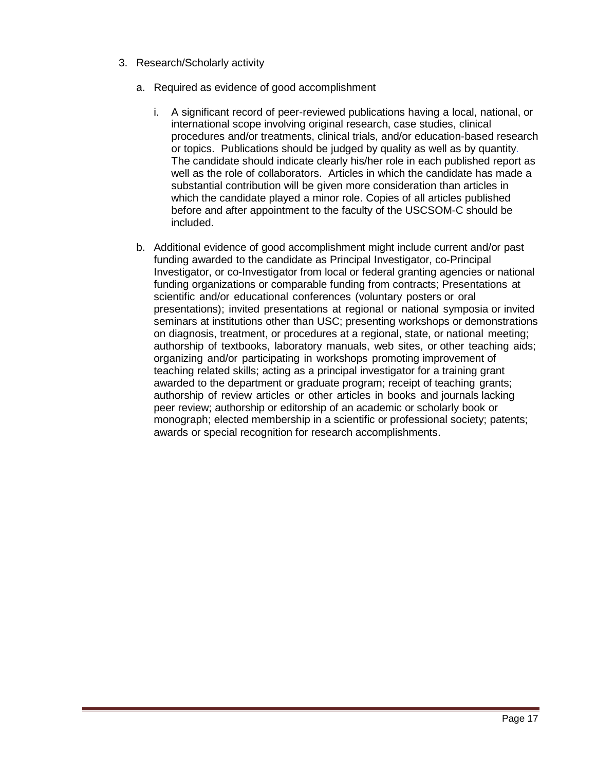3. Research/Scholarly activity

   a. Required as evidence of good accomplishment

      i. A significant record of peer-reviewed publications having a local, national, or international scope involving original research, case studies, clinical procedures and/or treatments, clinical trials, and/or education-based research or topics. Publications should be judged by quality as well as by quantity. The candidate should indicate clearly his/her role in each published report as well as the role of collaborators. Articles in which the candidate has made a substantial contribution will be given more consideration than articles in which the candidate played a minor role. Copies of all articles published before and after appointment to the faculty of the USCSOM-C should be included.

   b. Additional evidence of good accomplishment might include current and/or past funding awarded to the candidate as Principal Investigator, co-Principal Investigator, or co-Investigator from local or federal granting agencies or national funding organizations or comparable funding from contracts; Presentations at scientific and/or educational conferences (voluntary posters or oral presentations); invited presentations at regional or national symposia or invited seminars at institutions other than USC; presenting workshops or demonstrations on diagnosis, treatment, or procedures at a regional, state, or national meeting; authorship of textbooks, laboratory manuals, web sites, or other teaching aids; organizing and/or participating in workshops promoting improvement of teaching related skills; acting as a principal investigator for a training grant awarded to the department or graduate program; receipt of teaching grants; authorship of review articles or other articles in books and journals lacking peer review; authorship or editorship of an academic or scholarly book or monograph; elected membership in a scientific or professional society; patents; awards or special recognition for research accomplishments.